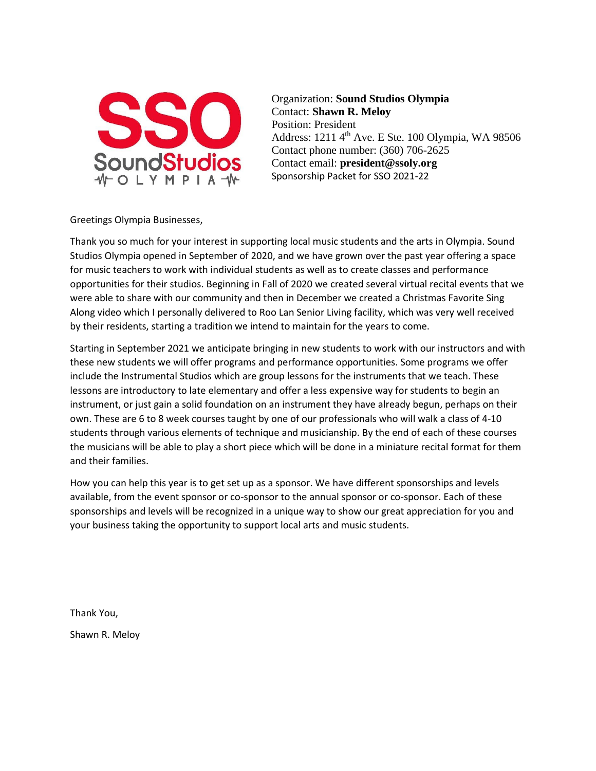Organization: **Sound Studios Olympia**
Contact: **Shawn R. Meloy**
Position: President
Address: 1211 4th Ave. E Ste. 100 Olympia, WA 98506
Contact phone number: (360) 706-2625
Contact email: **president@ssoly.org**
Sponsorship Packet for SSO 2021-22

Greetings Olympia Businesses,

Thank you so much for your interest in supporting local music students and the arts in Olympia. Sound Studios Olympia opened in September of 2020, and we have grown over the past year offering a space for music teachers to work with individual students as well as to create classes and performance opportunities for their studios. Beginning in Fall of 2020 we created several virtual recital events that we were able to share with our community and then in December we created a Christmas Favorite Sing Along video which I personally delivered to Roo Lan Senior Living facility, which was very well received by their residents, starting a tradition we intend to maintain for the years to come.

Starting in September 2021 we anticipate bringing in new students to work with our instructors and with these new students we will offer programs and performance opportunities. Some programs we offer include the Instrumental Studios which are group lessons for the instruments that we teach. These lessons are introductory to late elementary and offer a less expensive way for students to begin an instrument, or just gain a solid foundation on an instrument they have already begun, perhaps on their own. These are 6 to 8 week courses taught by one of our professionals who will walk a class of 4-10 students through various elements of technique and musicianship. By the end of each of these courses the musicians will be able to play a short piece which will be done in a miniature recital format for them and their families.

How you can help this year is to get set up as a sponsor. We have different sponsorships and levels available, from the event sponsor or co-sponsor to the annual sponsor or co-sponsor. Each of these sponsorships and levels will be recognized in a unique way to show our great appreciation for you and your business taking the opportunity to support local arts and music students.

Thank You,

Shawn R. Meloy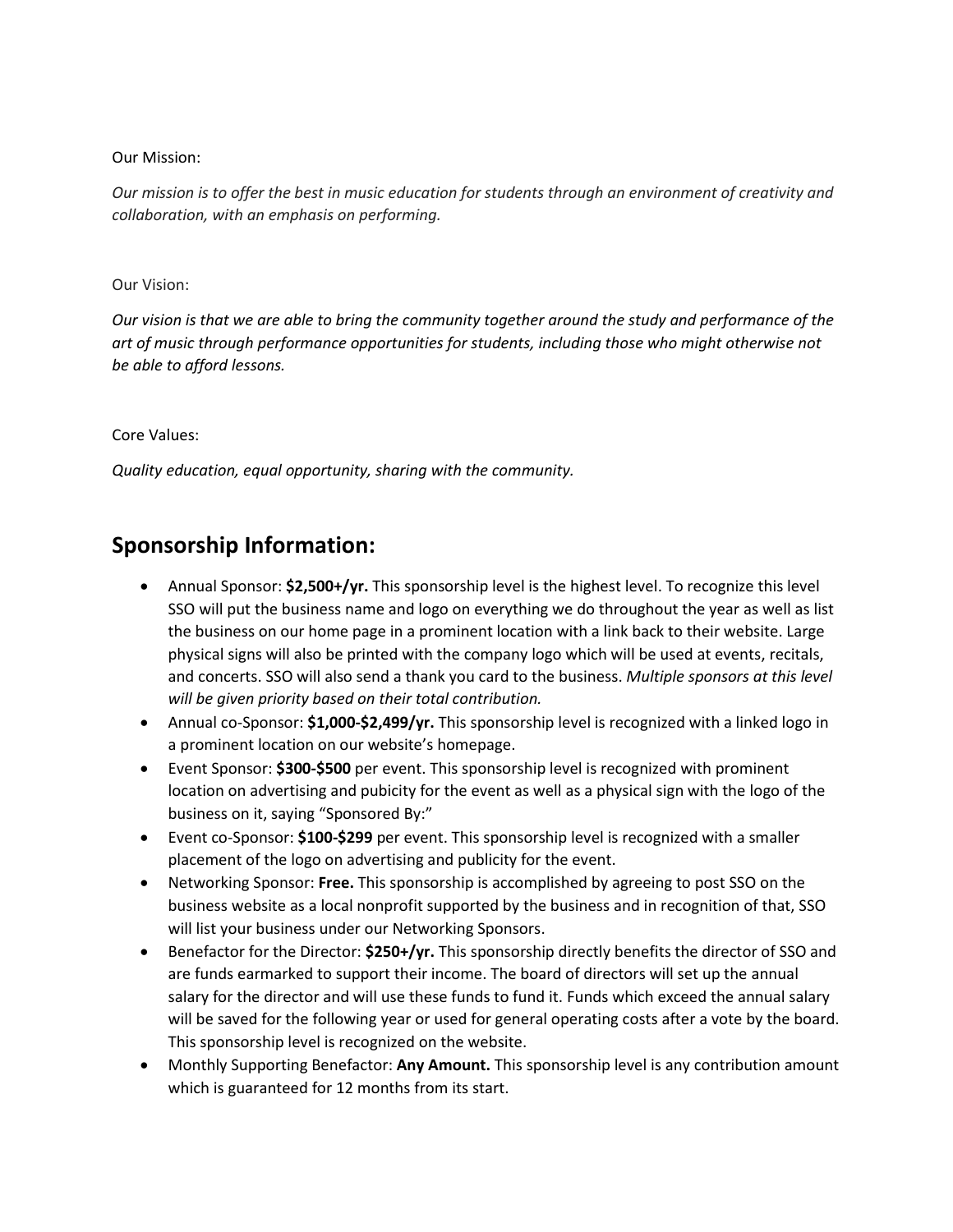Our Mission:

*Our mission is to offer the best in music education for students through an environment of creativity and collaboration, with an emphasis on performing.*

Our Vision:

*Our vision is that we are able to bring the community together around the study and performance of the art of music through performance opportunities for students, including those who might otherwise not be able to afford lessons.*

Core Values:

*Quality education, equal opportunity, sharing with the community.*

## Sponsorship Information:

- Annual Sponsor: **$2,500+/yr.** This sponsorship level is the highest level. To recognize this level SSO will put the business name and logo on everything we do throughout the year as well as list the business on our home page in a prominent location with a link back to their website. Large physical signs will also be printed with the company logo which will be used at events, recitals, and concerts. SSO will also send a thank you card to the business. *Multiple sponsors at this level will be given priority based on their total contribution.*
- Annual co-Sponsor: **$1,000-$2,499/yr.** This sponsorship level is recognized with a linked logo in a prominent location on our website's homepage.
- Event Sponsor: **$300-$500** per event. This sponsorship level is recognized with prominent location on advertising and pubicity for the event as well as a physical sign with the logo of the business on it, saying "Sponsored By:"
- Event co-Sponsor: **$100-$299** per event. This sponsorship level is recognized with a smaller placement of the logo on advertising and publicity for the event.
- Networking Sponsor: **Free.** This sponsorship is accomplished by agreeing to post SSO on the business website as a local nonprofit supported by the business and in recognition of that, SSO will list your business under our Networking Sponsors.
- Benefactor for the Director: **$250+/yr.** This sponsorship directly benefits the director of SSO and are funds earmarked to support their income. The board of directors will set up the annual salary for the director and will use these funds to fund it. Funds which exceed the annual salary will be saved for the following year or used for general operating costs after a vote by the board. This sponsorship level is recognized on the website.
- Monthly Supporting Benefactor: **Any Amount.** This sponsorship level is any contribution amount which is guaranteed for 12 months from its start.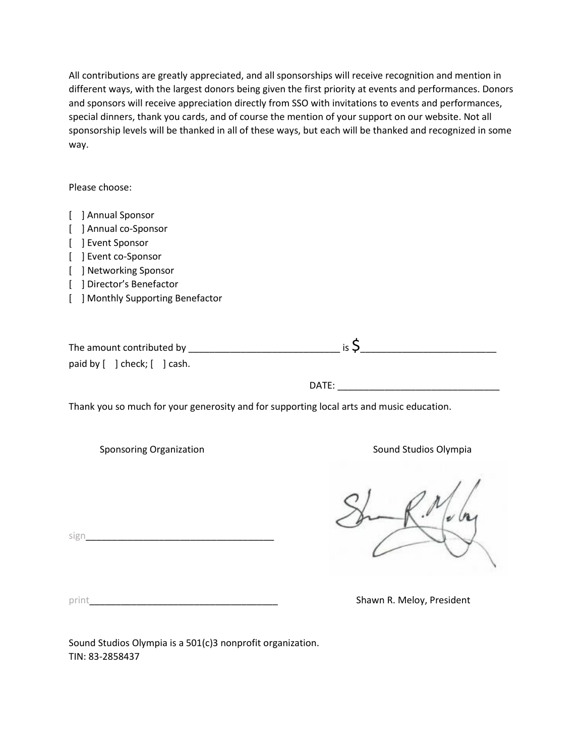All contributions are greatly appreciated, and all sponsorships will receive recognition and mention in different ways, with the largest donors being given the first priority at events and performances. Donors and sponsors will receive appreciation directly from SSO with invitations to events and performances, special dinners, thank you cards, and of course the mention of your support on our website. Not all sponsorship levels will be thanked in all of these ways, but each will be thanked and recognized in some way.

Please choose:

[ ] Annual Sponsor
[ ] Annual co-Sponsor
[ ] Event Sponsor
[ ] Event co-Sponsor
[ ] Networking Sponsor
[ ] Director's Benefactor
[ ] Monthly Supporting Benefactor

The amount contributed by ____________________________ is $_________________________
paid by [ ] check; [ ] cash.

DATE: ______________________________

Thank you so much for your generosity and for supporting local arts and music education.

Sponsoring Organization

sign___________________________________

print___________________________________

Sound Studios Olympia

Shawn R. Meloy, President

Sound Studios Olympia is a 501(c)3 nonprofit organization.
TIN: 83-2858437